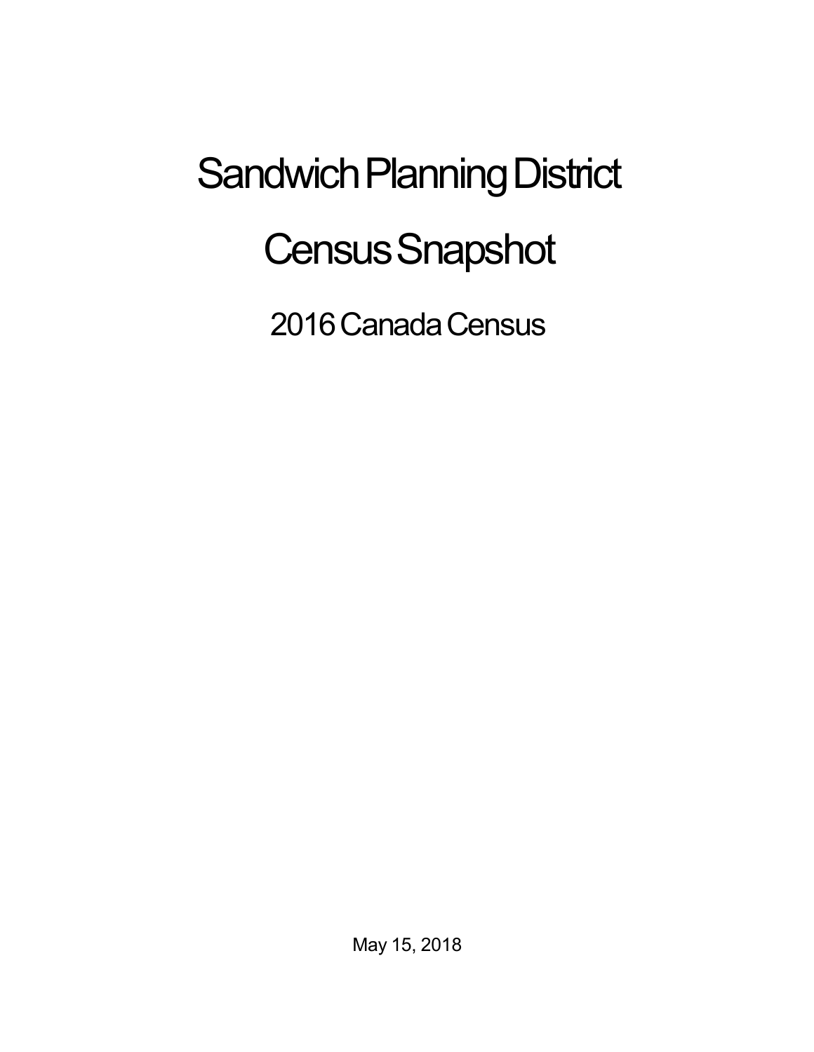# Sandwich Planning District

# Census Snapshot

## 2016 Canada Census

May 15, 2018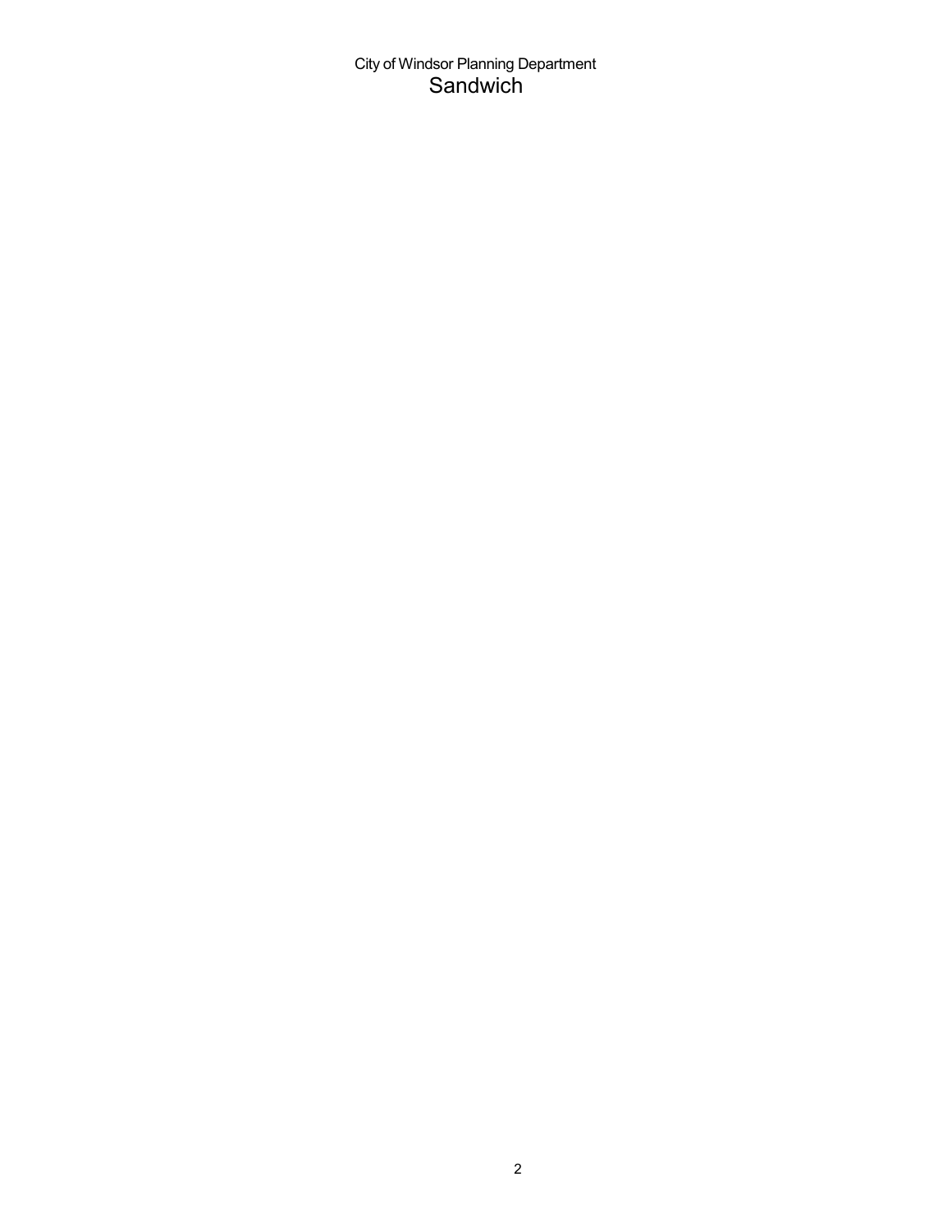City of Windsor Planning Department

# Sandwich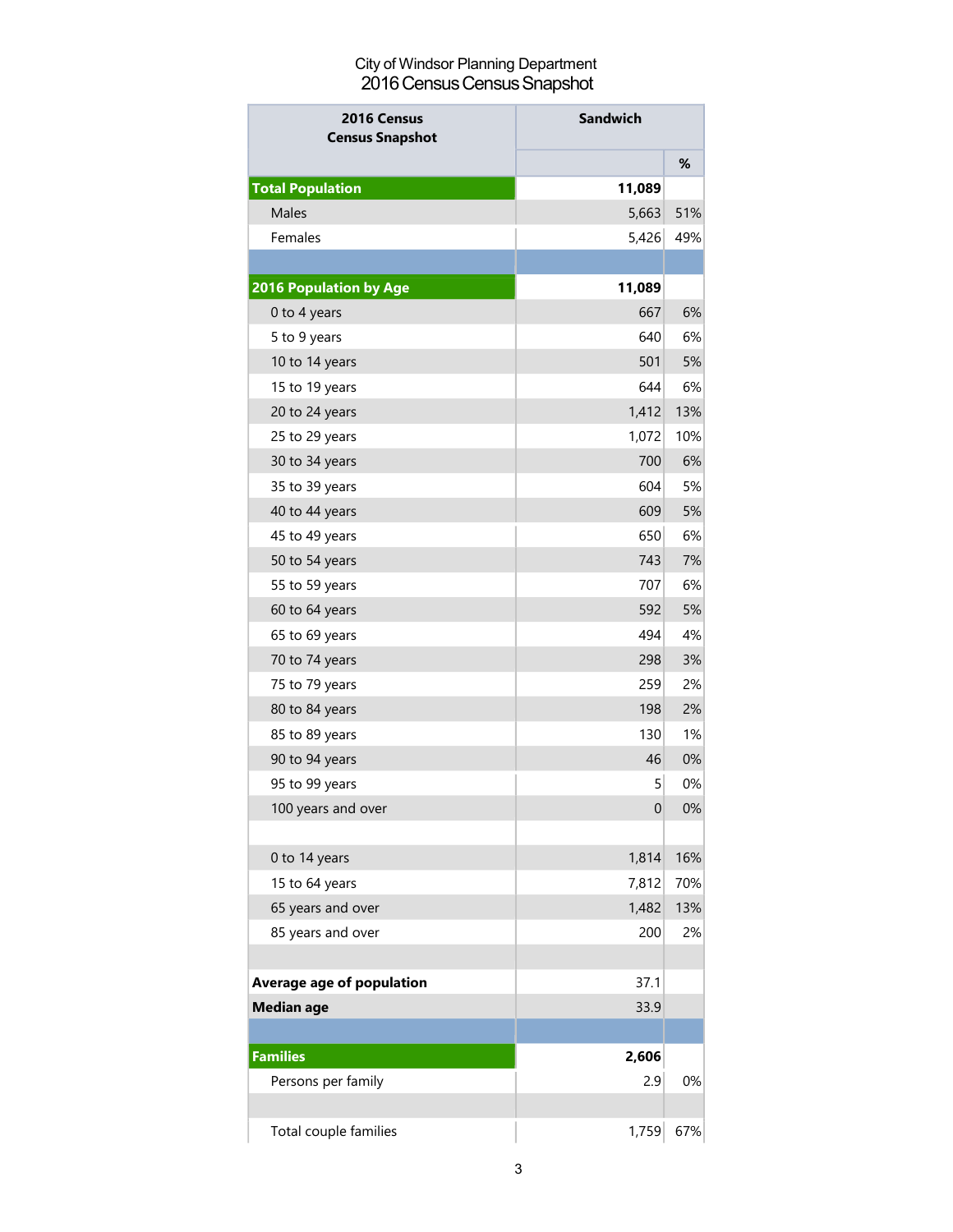City of Windsor Planning Department
2016 Census Census Snapshot

| 2016 Census Census Snapshot | Sandwich | % |
|---|---|---|
| **Total Population** | **11,089** | |
| Males | 5,663 | 51% |
| Females | 5,426 | 49% |
| | | |
| **2016 Population by Age** | **11,089** | |
| 0 to 4 years | 667 | 6% |
| 5 to 9 years | 640 | 6% |
| 10 to 14 years | 501 | 5% |
| 15 to 19 years | 644 | 6% |
| 20 to 24 years | 1,412 | 13% |
| 25 to 29 years | 1,072 | 10% |
| 30 to 34 years | 700 | 6% |
| 35 to 39 years | 604 | 5% |
| 40 to 44 years | 609 | 5% |
| 45 to 49 years | 650 | 6% |
| 50 to 54 years | 743 | 7% |
| 55 to 59 years | 707 | 6% |
| 60 to 64 years | 592 | 5% |
| 65 to 69 years | 494 | 4% |
| 70 to 74 years | 298 | 3% |
| 75 to 79 years | 259 | 2% |
| 80 to 84 years | 198 | 2% |
| 85 to 89 years | 130 | 1% |
| 90 to 94 years | 46 | 0% |
| 95 to 99 years | 5 | 0% |
| 100 years and over | 0 | 0% |
| | | |
| 0 to 14 years | 1,814 | 16% |
| 15 to 64 years | 7,812 | 70% |
| 65 years and over | 1,482 | 13% |
| 85 years and over | 200 | 2% |
| | | |
| **Average age of population** | 37.1 | |
| **Median age** | 33.9 | |
| | | |
| **Families** | **2,606** | |
| Persons per family | 2.9 | 0% |
| | | |
| Total couple families | 1,759 | 67% |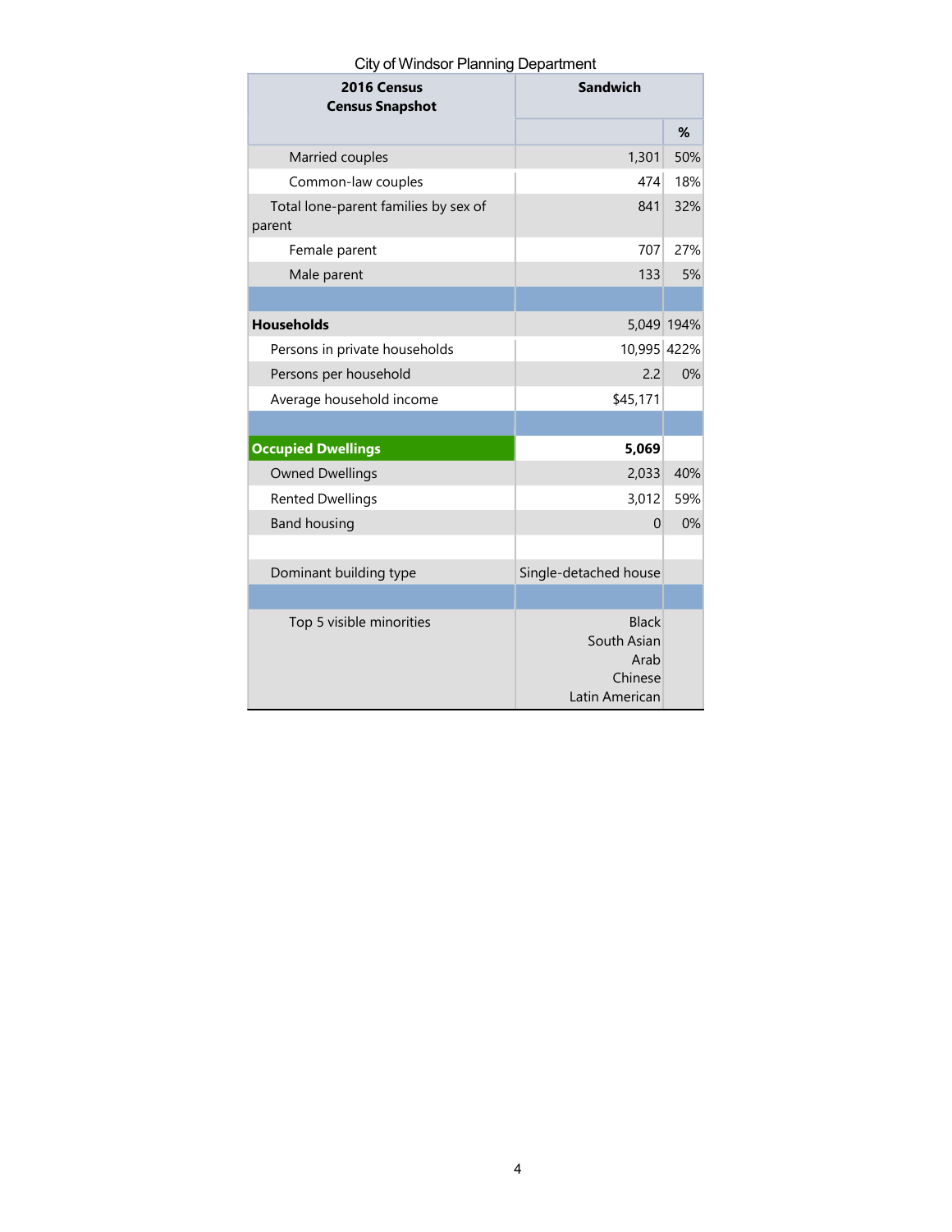City of Windsor Planning Department

| 2016 Census<br>Census Snapshot | Sandwich | |
|---|---|---|
| | | % |
| Married couples | 1,301 | 50% |
| Common-law couples | 474 | 18% |
| Total lone-parent families by sex of parent | 841 | 32% |
| Female parent | 707 | 27% |
| Male parent | 133 | 5% |
| | | |
| **Households** | 5,049 | 194% |
| Persons in private households | 10,995 | 422% |
| Persons per household | 2.2 | 0% |
| Average household income | $45,171 | |
| | | |
| **Occupied Dwellings** | **5,069** | |
| Owned Dwellings | 2,033 | 40% |
| Rented Dwellings | 3,012 | 59% |
| Band housing | 0 | 0% |
| | | |
| Dominant building type | Single-detached house | |
| | | |
| Top 5 visible minorities | Black<br>South Asian<br>Arab<br>Chinese<br>Latin American | |